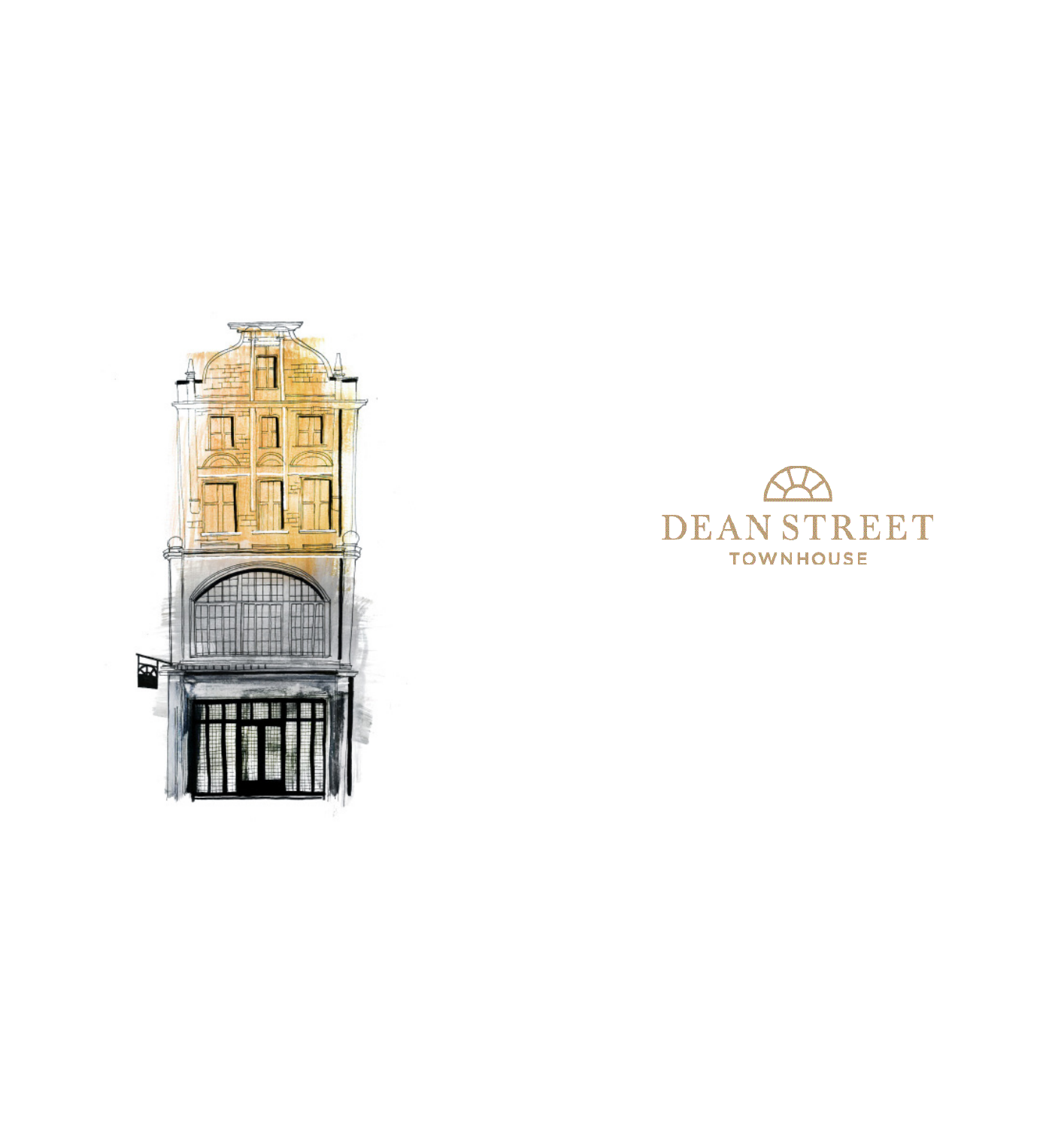# DEAN STREET

TOWNHOUSE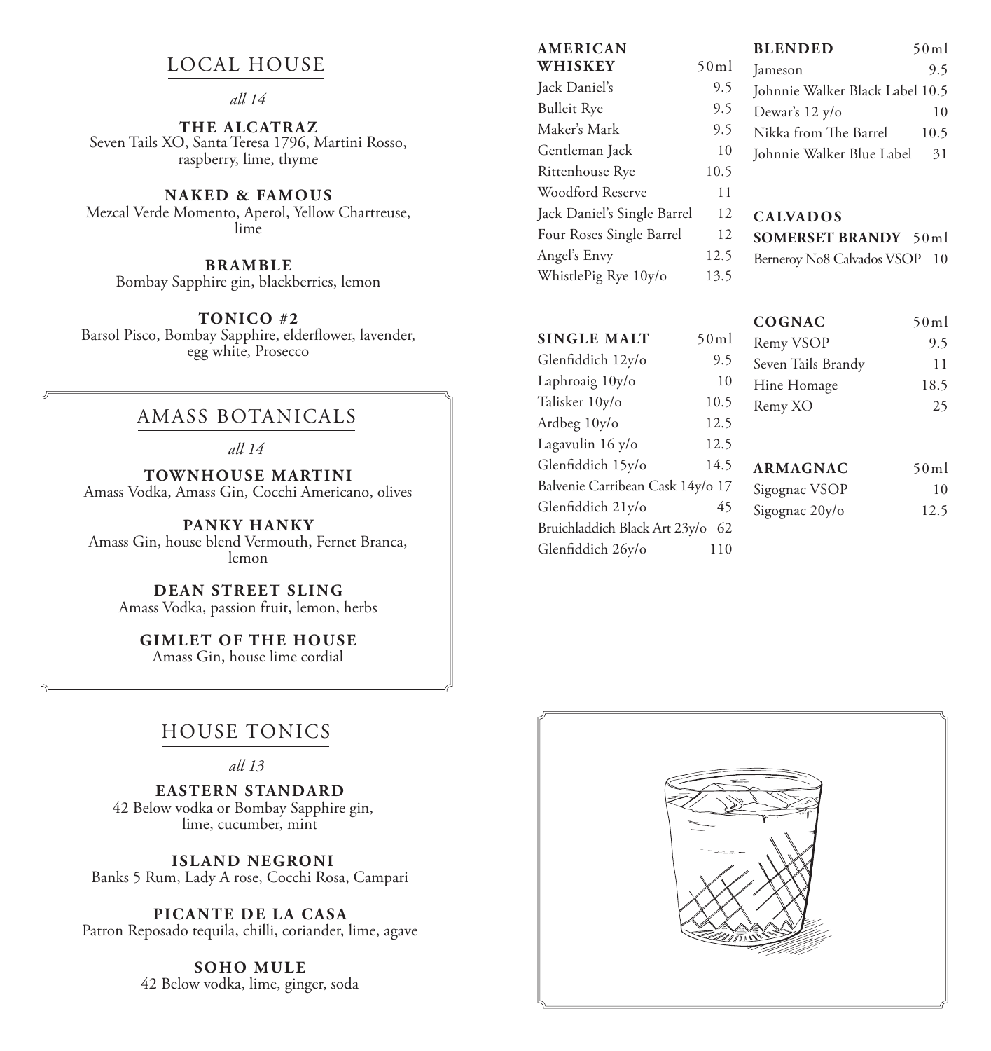## LOCAL HOUSE

*all 14*

**THE ALCATRAZ**
Seven Tails XO, Santa Teresa 1796, Martini Rosso, raspberry, lime, thyme

**NAKED & FAMOUS**
Mezcal Verde Momento, Aperol, Yellow Chartreuse, lime

**BRAMBLE**
Bombay Sapphire gin, blackberries, lemon

**TONICO #2**
Barsol Pisco, Bombay Sapphire, elderflower, lavender, egg white, Prosecco

## AMASS BOTANICALS

*all 14*

**TOWNHOUSE MARTINI**
Amass Vodka, Amass Gin, Cocchi Americano, olives

**PANKY HANKY**
Amass Gin, house blend Vermouth, Fernet Branca, lemon

**DEAN STREET SLING**
Amass Vodka, passion fruit, lemon, herbs

**GIMLET OF THE HOUSE**
Amass Gin, house lime cordial

## HOUSE TONICS

*all 13*

**EASTERN STANDARD**
42 Below vodka or Bombay Sapphire gin, lime, cucumber, mint

**ISLAND NEGRONI**
Banks 5 Rum, Lady A rose, Cocchi Rosa, Campari

**PICANTE DE LA CASA**
Patron Reposado tequila, chilli, coriander, lime, agave

**SOHO MULE**
42 Below vodka, lime, ginger, soda

| AMERICAN WHISKEY | 50ml |
|---|---|
| Jack Daniel's | 9.5 |
| Bulleit Rye | 9.5 |
| Maker's Mark | 9.5 |
| Gentleman Jack | 10 |
| Rittenhouse Rye | 10.5 |
| Woodford Reserve | 11 |
| Jack Daniel's Single Barrel | 12 |
| Four Roses Single Barrel | 12 |
| Angel's Envy | 12.5 |
| WhistlePig Rye 10y/o | 13.5 |

| SINGLE MALT | 50ml |
|---|---|
| Glenfiddich 12y/o | 9.5 |
| Laphroaig 10y/o | 10 |
| Talisker 10y/o | 10.5 |
| Ardbeg 10y/o | 12.5 |
| Lagavulin 16 y/o | 12.5 |
| Glenfiddich 15y/o | 14.5 |
| Balvenie Carribean Cask 14y/o | 17 |
| Glenfiddich 21y/o | 45 |
| Bruichladdich Black Art 23y/o | 62 |
| Glenfiddich 26y/o | 110 |

| BLENDED | 50ml |
|---|---|
| Jameson | 9.5 |
| Johnnie Walker Black Label | 10.5 |
| Dewar's 12 y/o | 10 |
| Nikka from The Barrel | 10.5 |
| Johnnie Walker Blue Label | 31 |

| CALVADOS | |
|---|---|
| **SOMERSET BRANDY** | 50ml |
| Berneroy No8 Calvados VSOP | 10 |

| COGNAC | 50ml |
|---|---|
| Remy VSOP | 9.5 |
| Seven Tails Brandy | 11 |
| Hine Homage | 18.5 |
| Remy XO | 25 |

| ARMAGNAC | 50ml |
|---|---|
| Sigognac VSOP | 10 |
| Sigognac 20y/o | 12.5 |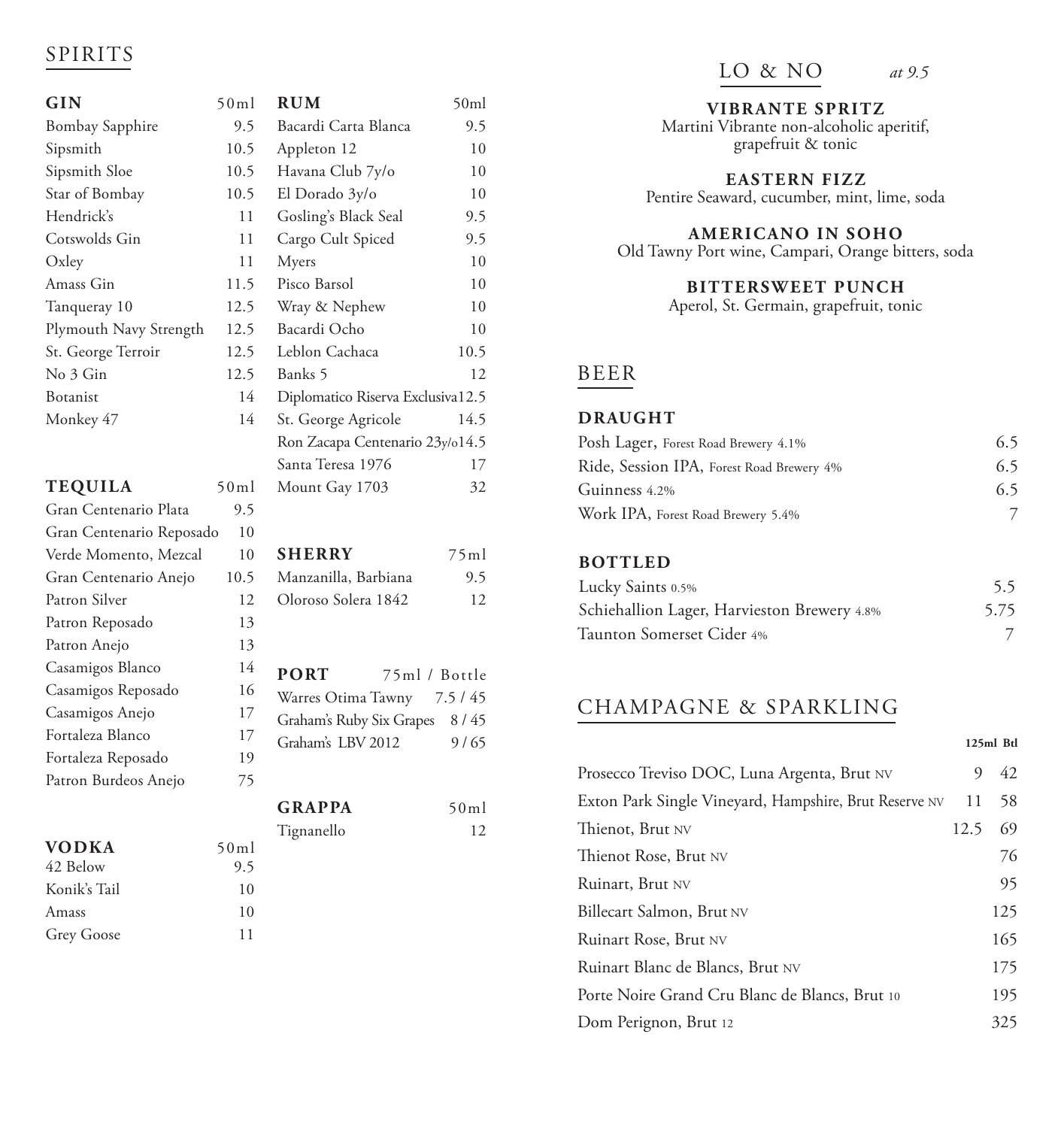# SPIRITS

### GIN

| GIN | 50ml |
|---|---|
| Bombay Sapphire | 9.5 |
| Sipsmith | 10.5 |
| Sipsmith Sloe | 10.5 |
| Star of Bombay | 10.5 |
| Hendrick's | 11 |
| Cotswolds Gin | 11 |
| Oxley | 11 |
| Amass Gin | 11.5 |
| Tanqueray 10 | 12.5 |
| Plymouth Navy Strength | 12.5 |
| St. George Terroir | 12.5 |
| No 3 Gin | 12.5 |
| Botanist | 14 |
| Monkey 47 | 14 |

### TEQUILA

| TEQUILA | 50ml |
|---|---|
| Gran Centenario Plata | 9.5 |
| Gran Centenario Reposado | 10 |
| Verde Momento, Mezcal | 10 |
| Gran Centenario Anejo | 10.5 |
| Patron Silver | 12 |
| Patron Reposado | 13 |
| Patron Anejo | 13 |
| Casamigos Blanco | 14 |
| Casamigos Reposado | 16 |
| Casamigos Anejo | 17 |
| Fortaleza Blanco | 17 |
| Fortaleza Reposado | 19 |
| Patron Burdeos Anejo | 75 |

### VODKA

| VODKA | 50ml |
|---|---|
| 42 Below | 9.5 |
| Konik's Tail | 10 |
| Amass | 10 |
| Grey Goose | 11 |

### RUM

| RUM | 50ml |
|---|---|
| Bacardi Carta Blanca | 9.5 |
| Appleton 12 | 10 |
| Havana Club 7y/o | 10 |
| El Dorado 3y/o | 10 |
| Gosling's Black Seal | 9.5 |
| Cargo Cult Spiced | 9.5 |
| Myers | 10 |
| Pisco Barsol | 10 |
| Wray & Nephew | 10 |
| Bacardi Ocho | 10 |
| Leblon Cachaca | 10.5 |
| Banks 5 | 12 |
| Diplomatico Riserva Exclusiva | 12.5 |
| St. George Agricole | 14.5 |
| Ron Zacapa Centenario 23y/o | 14.5 |
| Santa Teresa 1976 | 17 |
| Mount Gay 1703 | 32 |

### SHERRY

| SHERRY | 75ml |
|---|---|
| Manzanilla, Barbiana | 9.5 |
| Oloroso Solera 1842 | 12 |

### PORT

| PORT | 75ml / Bottle |
|---|---|
| Warres Otima Tawny | 7.5 / 45 |
| Graham's Ruby Six Grapes | 8 / 45 |
| Graham's LBV 2012 | 9 / 65 |

### GRAPPA

| GRAPPA | 50ml |
|---|---|
| Tignanello | 12 |

# LO & NO *at 9.5*

**VIBRANTE SPRITZ**
Martini Vibrante non-alcoholic aperitif, grapefruit & tonic

**EASTERN FIZZ**
Pentire Seaward, cucumber, mint, lime, soda

**AMERICANO IN SOHO**
Old Tawny Port wine, Campari, Orange bitters, soda

**BITTERSWEET PUNCH**
Aperol, St. Germain, grapefruit, tonic

# BEER

### DRAUGHT

| DRAUGHT | |
|---|---|
| Posh Lager, Forest Road Brewery 4.1% | 6.5 |
| Ride, Session IPA, Forest Road Brewery 4% | 6.5 |
| Guinness 4.2% | 6.5 |
| Work IPA, Forest Road Brewery 5.4% | 7 |

### BOTTLED

| BOTTLED | |
|---|---|
| Lucky Saints 0.5% | 5.5 |
| Schiehallion Lager, Harvieston Brewery 4.8% | 5.75 |
| Taunton Somerset Cider 4% | 7 |

# CHAMPAGNE & SPARKLING

| | 125ml | Btl |
|---|---|---|
| Prosecco Treviso DOC, Luna Argenta, Brut NV | 9 | 42 |
| Exton Park Single Vineyard, Hampshire, Brut Reserve NV | 11 | 58 |
| Thienot, Brut NV | 12.5 | 69 |
| Thienot Rose, Brut NV | | 76 |
| Ruinart, Brut NV | | 95 |
| Billecart Salmon, Brut NV | | 125 |
| Ruinart Rose, Brut NV | | 165 |
| Ruinart Blanc de Blancs, Brut NV | | 175 |
| Porte Noire Grand Cru Blanc de Blancs, Brut 10 | | 195 |
| Dom Perignon, Brut 12 | | 325 |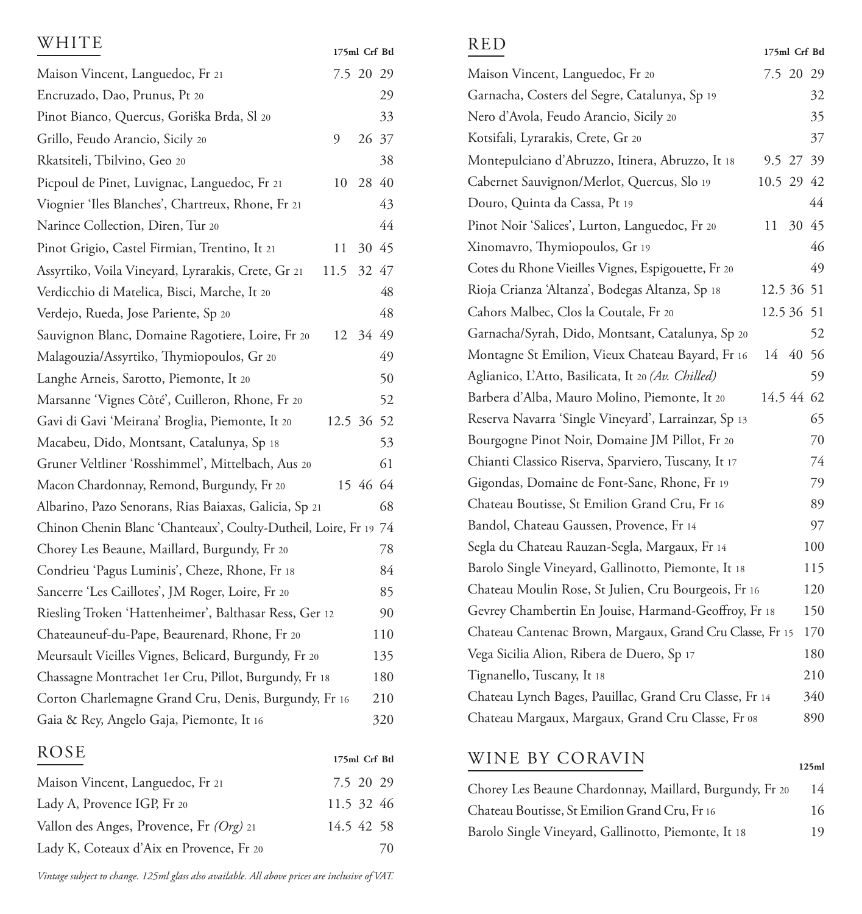## WHITE

| | 175ml | Crf | Btl |
|---|---|---|---|
| Maison Vincent, Languedoc, Fr 21 | 7.5 | 20 | 29 |
| Encruzado, Dao, Prunus, Pt 20 | | | 29 |
| Pinot Bianco, Quercus, Goriška Brda, Sl 20 | | | 33 |
| Grillo, Feudo Arancio, Sicily 20 | 9 | 26 | 37 |
| Rkatsiteli, Tbilvino, Geo 20 | | | 38 |
| Picpoul de Pinet, Luvignac, Languedoc, Fr 21 | 10 | 28 | 40 |
| Viognier 'Iles Blanches', Chartreux, Rhone, Fr 21 | | | 43 |
| Narince Collection, Diren, Tur 20 | | | 44 |
| Pinot Grigio, Castel Firmian, Trentino, It 21 | 11 | 30 | 45 |
| Assyrtiko, Voila Vineyard, Lyrarakis, Crete, Gr 21 | 11.5 | 32 | 47 |
| Verdicchio di Matelica, Bisci, Marche, It 20 | | | 48 |
| Verdejo, Rueda, Jose Pariente, Sp 20 | | | 48 |
| Sauvignon Blanc, Domaine Ragotiere, Loire, Fr 20 | 12 | 34 | 49 |
| Malagouzia/Assyrtiko, Thymiopoulos, Gr 20 | | | 49 |
| Langhe Arneis, Sarotto, Piemonte, It 20 | | | 50 |
| Marsanne 'Vignes Côté', Cuilleron, Rhone, Fr 20 | | | 52 |
| Gavi di Gavi 'Meirana' Broglia, Piemonte, It 20 | 12.5 | 36 | 52 |
| Macabeu, Dido, Montsant, Catalunya, Sp 18 | | | 53 |
| Gruner Veltliner 'Rosshimmel', Mittelbach, Aus 20 | | | 61 |
| Macon Chardonnay, Remond, Burgundy, Fr 20 | 15 | 46 | 64 |
| Albarino, Pazo Senorans, Rias Baiaxas, Galicia, Sp 21 | | | 68 |
| Chinon Chenin Blanc 'Chanteaux', Coulty-Dutheil, Loire, Fr 19 | | | 74 |
| Chorey Les Beaune, Maillard, Burgundy, Fr 20 | | | 78 |
| Condrieu 'Pagus Luminis', Cheze, Rhone, Fr 18 | | | 84 |
| Sancerre 'Les Caillotes', JM Roger, Loire, Fr 20 | | | 85 |
| Riesling Troken 'Hattenheimer', Balthasar Ress, Ger 12 | | | 90 |
| Chateauneuf-du-Pape, Beaurenard, Rhone, Fr 20 | | | 110 |
| Meursault Vieilles Vignes, Belicard, Burgundy, Fr 20 | | | 135 |
| Chassagne Montrachet 1er Cru, Pillot, Burgundy, Fr 18 | | | 180 |
| Corton Charlemagne Grand Cru, Denis, Burgundy, Fr 16 | | | 210 |
| Gaia & Rey, Angelo Gaja, Piemonte, It 16 | | | 320 |

## ROSE

| | 175ml | Crf | Btl |
|---|---|---|---|
| Maison Vincent, Languedoc, Fr 21 | 7.5 | 20 | 29 |
| Lady A, Provence IGP, Fr 20 | 11.5 | 32 | 46 |
| Vallon des Anges, Provence, Fr *(Org)* 21 | 14.5 | 42 | 58 |
| Lady K, Coteaux d'Aix en Provence, Fr 20 | | | 70 |

*Vintage subject to change. 125ml glass also available. All above prices are inclusive of VAT.*

## RED

| | 175ml | Crf | Btl |
|---|---|---|---|
| Maison Vincent, Languedoc, Fr 20 | 7.5 | 20 | 29 |
| Garnacha, Costers del Segre, Catalunya, Sp 19 | | | 32 |
| Nero d'Avola, Feudo Arancio, Sicily 20 | | | 35 |
| Kotsifali, Lyrarakis, Crete, Gr 20 | | | 37 |
| Montepulciano d'Abruzzo, Itinera, Abruzzo, It 18 | 9.5 | 27 | 39 |
| Cabernet Sauvignon/Merlot, Quercus, Slo 19 | 10.5 | 29 | 42 |
| Douro, Quinta da Cassa, Pt 19 | | | 44 |
| Pinot Noir 'Salices', Lurton, Languedoc, Fr 20 | 11 | 30 | 45 |
| Xinomavro, Thymiopoulos, Gr 19 | | | 46 |
| Cotes du Rhone Vieilles Vignes, Espigouette, Fr 20 | | | 49 |
| Rioja Crianza 'Altanza', Bodegas Altanza, Sp 18 | 12.5 | 36 | 51 |
| Cahors Malbec, Clos la Coutale, Fr 20 | 12.5 | 36 | 51 |
| Garnacha/Syrah, Dido, Montsant, Catalunya, Sp 20 | | | 52 |
| Montagne St Emilion, Vieux Chateau Bayard, Fr 16 | 14 | 40 | 56 |
| Aglianico, L'Atto, Basilicata, It 20 *(Av. Chilled)* | | | 59 |
| Barbera d'Alba, Mauro Molino, Piemonte, It 20 | 14.5 | 44 | 62 |
| Reserva Navarra 'Single Vineyard', Larrainzar, Sp 13 | | | 65 |
| Bourgogne Pinot Noir, Domaine JM Pillot, Fr 20 | | | 70 |
| Chianti Classico Riserva, Sparviero, Tuscany, It 17 | | | 74 |
| Gigondas, Domaine de Font-Sane, Rhone, Fr 19 | | | 79 |
| Chateau Boutisse, St Emilion Grand Cru, Fr 16 | | | 89 |
| Bandol, Chateau Gaussen, Provence, Fr 14 | | | 97 |
| Segla du Chateau Rauzan-Segla, Margaux, Fr 14 | | | 100 |
| Barolo Single Vineyard, Gallinotto, Piemonte, It 18 | | | 115 |
| Chateau Moulin Rose, St Julien, Cru Bourgeois, Fr 16 | | | 120 |
| Gevrey Chambertin En Jouise, Harmand-Geoffroy, Fr 18 | | | 150 |
| Chateau Cantenac Brown, Margaux, Grand Cru Classe, Fr 15 | | | 170 |
| Vega Sicilia Alion, Ribera de Duero, Sp 17 | | | 180 |
| Tignanello, Tuscany, It 18 | | | 210 |
| Chateau Lynch Bages, Pauillac, Grand Cru Classe, Fr 14 | | | 340 |
| Chateau Margaux, Margaux, Grand Cru Classe, Fr 08 | | | 890 |

## WINE BY CORAVIN

| | 125ml |
|---|---|
| Chorey Les Beaune Chardonnay, Maillard, Burgundy, Fr 20 | 14 |
| Chateau Boutisse, St Emilion Grand Cru, Fr 16 | 16 |
| Barolo Single Vineyard, Gallinotto, Piemonte, It 18 | 19 |